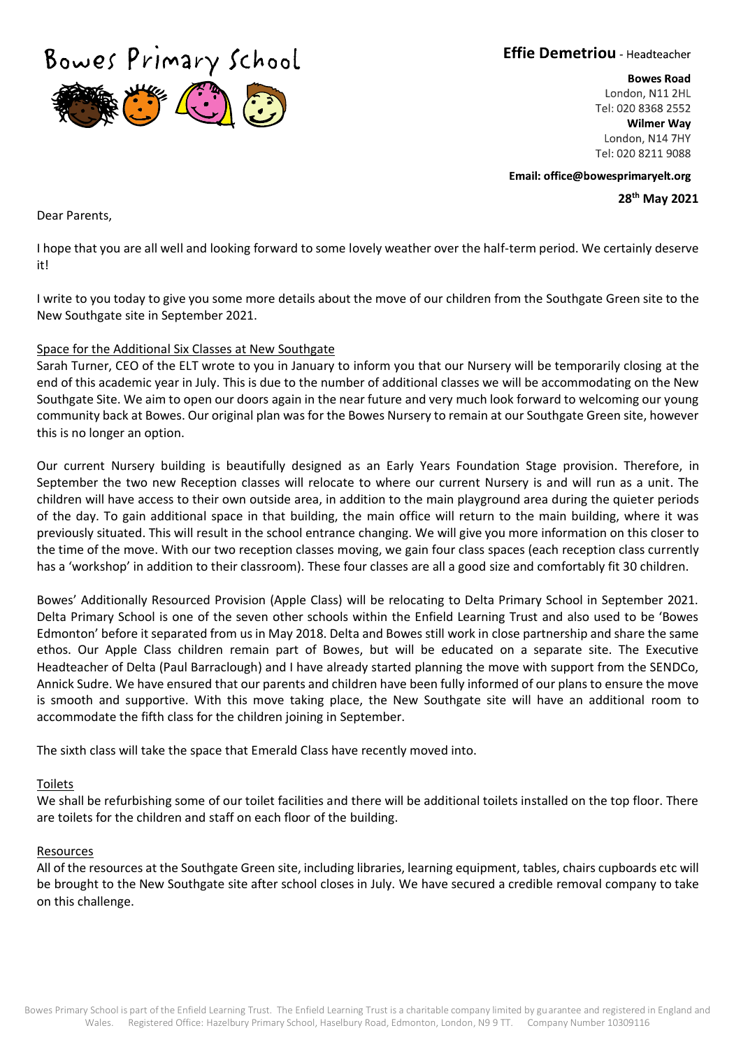# Bowes Primary School

**Effie Demetriou** - Headteacher

**Bowes Road**
London, N11 2HL
Tel: 020 8368 2552
**Wilmer Way**
London, N14 7HY
Tel: 020 8211 9088

**Email: office@bowesprimaryelt.org**

**28th May 2021**

Dear Parents,

I hope that you are all well and looking forward to some lovely weather over the half-term period. We certainly deserve it!

I write to you today to give you some more details about the move of our children from the Southgate Green site to the New Southgate site in September 2021.

Space for the Additional Six Classes at New Southgate

Sarah Turner, CEO of the ELT wrote to you in January to inform you that our Nursery will be temporarily closing at the end of this academic year in July. This is due to the number of additional classes we will be accommodating on the New Southgate Site. We aim to open our doors again in the near future and very much look forward to welcoming our young community back at Bowes. Our original plan was for the Bowes Nursery to remain at our Southgate Green site, however this is no longer an option.

Our current Nursery building is beautifully designed as an Early Years Foundation Stage provision. Therefore, in September the two new Reception classes will relocate to where our current Nursery is and will run as a unit. The children will have access to their own outside area, in addition to the main playground area during the quieter periods of the day. To gain additional space in that building, the main office will return to the main building, where it was previously situated. This will result in the school entrance changing. We will give you more information on this closer to the time of the move. With our two reception classes moving, we gain four class spaces (each reception class currently has a 'workshop' in addition to their classroom). These four classes are all a good size and comfortably fit 30 children.

Bowes' Additionally Resourced Provision (Apple Class) will be relocating to Delta Primary School in September 2021. Delta Primary School is one of the seven other schools within the Enfield Learning Trust and also used to be 'Bowes Edmonton' before it separated from us in May 2018. Delta and Bowes still work in close partnership and share the same ethos. Our Apple Class children remain part of Bowes, but will be educated on a separate site. The Executive Headteacher of Delta (Paul Barraclough) and I have already started planning the move with support from the SENDCo, Annick Sudre. We have ensured that our parents and children have been fully informed of our plans to ensure the move is smooth and supportive. With this move taking place, the New Southgate site will have an additional room to accommodate the fifth class for the children joining in September.

The sixth class will take the space that Emerald Class have recently moved into.

Toilets

We shall be refurbishing some of our toilet facilities and there will be additional toilets installed on the top floor. There are toilets for the children and staff on each floor of the building.

Resources

All of the resources at the Southgate Green site, including libraries, learning equipment, tables, chairs cupboards etc will be brought to the New Southgate site after school closes in July. We have secured a credible removal company to take on this challenge.

Bowes Primary School is part of the Enfield Learning Trust. The Enfield Learning Trust is a charitable company limited by guarantee and registered in England and Wales. Registered Office: Hazelbury Primary School, Haselbury Road, Edmonton, London, N9 9 TT. Company Number 10309116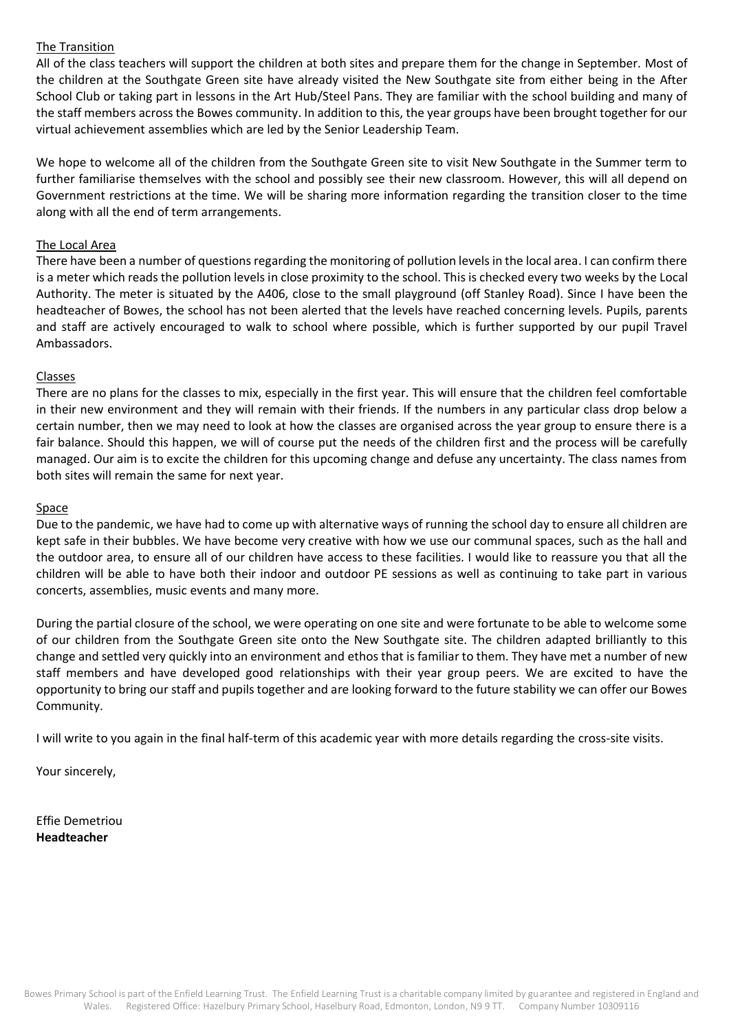## The Transition

All of the class teachers will support the children at both sites and prepare them for the change in September. Most of the children at the Southgate Green site have already visited the New Southgate site from either being in the After School Club or taking part in lessons in the Art Hub/Steel Pans. They are familiar with the school building and many of the staff members across the Bowes community. In addition to this, the year groups have been brought together for our virtual achievement assemblies which are led by the Senior Leadership Team.

We hope to welcome all of the children from the Southgate Green site to visit New Southgate in the Summer term to further familiarise themselves with the school and possibly see their new classroom. However, this will all depend on Government restrictions at the time. We will be sharing more information regarding the transition closer to the time along with all the end of term arrangements.

## The Local Area

There have been a number of questions regarding the monitoring of pollution levels in the local area. I can confirm there is a meter which reads the pollution levels in close proximity to the school. This is checked every two weeks by the Local Authority. The meter is situated by the A406, close to the small playground (off Stanley Road). Since I have been the headteacher of Bowes, the school has not been alerted that the levels have reached concerning levels. Pupils, parents and staff are actively encouraged to walk to school where possible, which is further supported by our pupil Travel Ambassadors.

## Classes

There are no plans for the classes to mix, especially in the first year. This will ensure that the children feel comfortable in their new environment and they will remain with their friends. If the numbers in any particular class drop below a certain number, then we may need to look at how the classes are organised across the year group to ensure there is a fair balance. Should this happen, we will of course put the needs of the children first and the process will be carefully managed. Our aim is to excite the children for this upcoming change and defuse any uncertainty. The class names from both sites will remain the same for next year.

## Space

Due to the pandemic, we have had to come up with alternative ways of running the school day to ensure all children are kept safe in their bubbles. We have become very creative with how we use our communal spaces, such as the hall and the outdoor area, to ensure all of our children have access to these facilities. I would like to reassure you that all the children will be able to have both their indoor and outdoor PE sessions as well as continuing to take part in various concerts, assemblies, music events and many more.

During the partial closure of the school, we were operating on one site and were fortunate to be able to welcome some of our children from the Southgate Green site onto the New Southgate site. The children adapted brilliantly to this change and settled very quickly into an environment and ethos that is familiar to them. They have met a number of new staff members and have developed good relationships with their year group peers. We are excited to have the opportunity to bring our staff and pupils together and are looking forward to the future stability we can offer our Bowes Community.

I will write to you again in the final half-term of this academic year with more details regarding the cross-site visits.

Your sincerely,

Effie Demetriou
**Headteacher**

Bowes Primary School is part of the Enfield Learning Trust. The Enfield Learning Trust is a charitable company limited by guarantee and registered in England and Wales. Registered Office: Hazelbury Primary School, Haselbury Road, Edmonton, London, N9 9 TT. Company Number 10309116